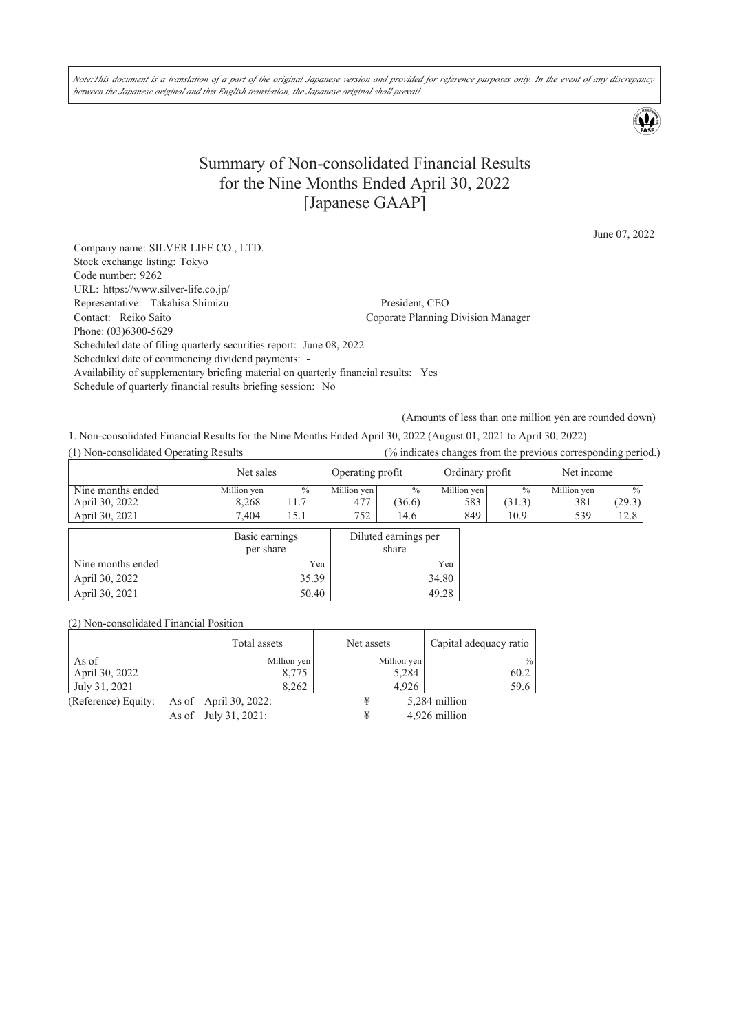*Note:This document is a translation of a part of the original Japanese version and provided for reference purposes only. In the event of any discrepancy between the Japanese original and this English translation, the Japanese original shall prevail.*

# Summary of Non-consolidated Financial Results for the Nine Months Ended April 30, 2022 [Japanese GAAP]

June 07, 2022

Company name: SILVER LIFE CO., LTD.
Stock exchange listing: Tokyo
Code number: 9262
URL: https://www.silver-life.co.jp/
Representative: Takahisa Shimizu President, CEO
Contact: Reiko Saito Coporate Planning Division Manager
Phone: (03)6300-5629
Scheduled date of filing quarterly securities report: June 08, 2022
Scheduled date of commencing dividend payments: -
Availability of supplementary briefing material on quarterly financial results: Yes
Schedule of quarterly financial results briefing session: No

(Amounts of less than one million yen are rounded down)

1. Non-consolidated Financial Results for the Nine Months Ended April 30, 2022 (August 01, 2021 to April 30, 2022)

(1) Non-consolidated Operating Results (% indicates changes from the previous corresponding period.)

| | Net sales | | Operating profit | | Ordinary profit | | Net income | |
|---|---|---|---|---|---|---|---|---|
| Nine months ended | Million yen | % | Million yen | % | Million yen | % | Million yen | % |
| April 30, 2022 | 8,268 | 11.7 | 477 | (36.6) | 583 | (31.3) | 381 | (29.3) |
| April 30, 2021 | 7,404 | 15.1 | 752 | 14.6 | 849 | 10.9 | 539 | 12.8 |

| | Basic earnings per share | Diluted earnings per share |
|---|---|---|
| Nine months ended | Yen | Yen |
| April 30, 2022 | 35.39 | 34.80 |
| April 30, 2021 | 50.40 | 49.28 |

(2) Non-consolidated Financial Position

| | Total assets | Net assets | Capital adequacy ratio |
|---|---|---|---|
| As of | Million yen | Million yen | % |
| April 30, 2022 | 8,775 | 5,284 | 60.2 |
| July 31, 2021 | 8,262 | 4,926 | 59.6 |

(Reference) Equity: As of April 30, 2022: ¥ 5,284 million
As of July 31, 2021: ¥ 4,926 million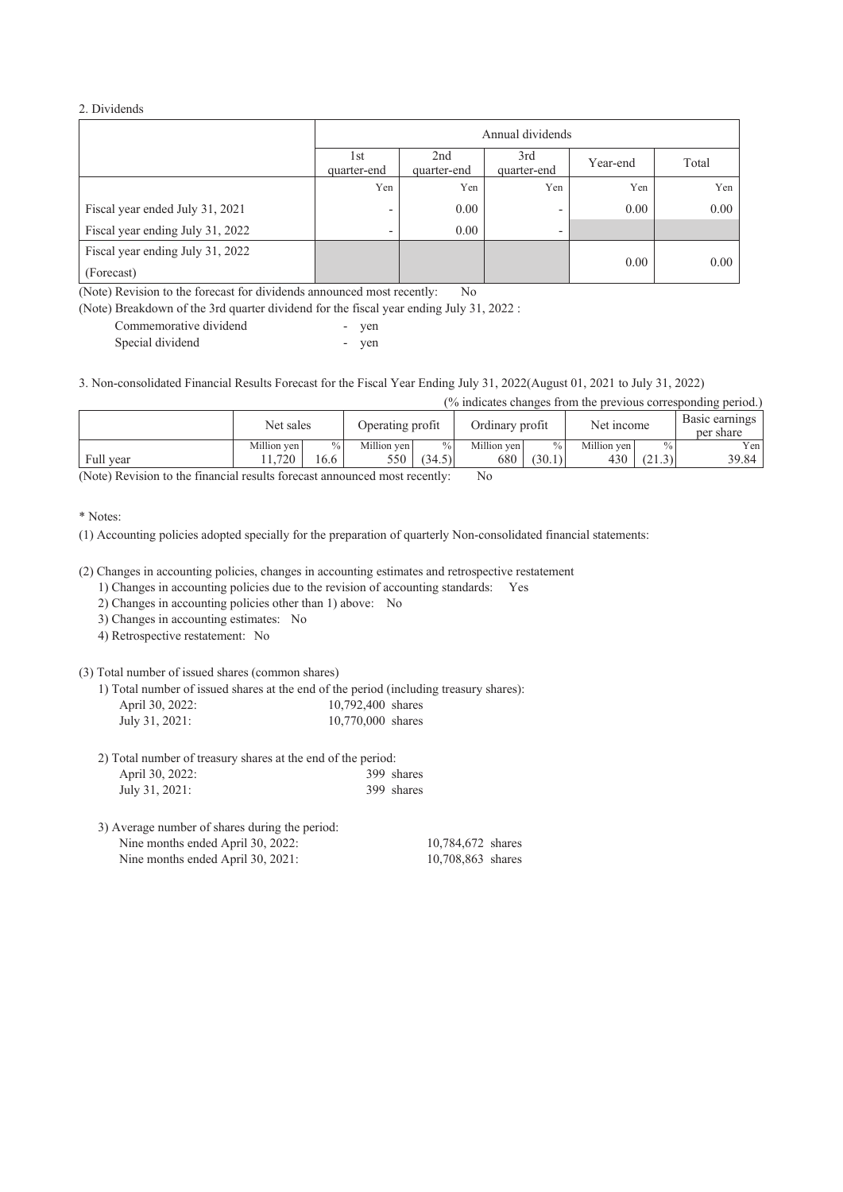## 2. Dividends

| | Annual dividends | | | | |
|---|---|---|---|---|---|
| | 1st quarter-end | 2nd quarter-end | 3rd quarter-end | Year-end | Total |
| | Yen | Yen | Yen | Yen | Yen |
| Fiscal year ended July 31, 2021 | - | 0.00 | - | 0.00 | 0.00 |
| Fiscal year ending July 31, 2022 | - | 0.00 | - | | |
| Fiscal year ending July 31, 2022 (Forecast) | | | | 0.00 | 0.00 |

(Note) Revision to the forecast for dividends announced most recently: No

(Note) Breakdown of the 3rd quarter dividend for the fiscal year ending July 31, 2022 :

Commemorative dividend - yen

Special dividend - yen

## 3. Non-consolidated Financial Results Forecast for the Fiscal Year Ending July 31, 2022(August 01, 2021 to July 31, 2022)

(% indicates changes from the previous corresponding period.)

| | Net sales | | Operating profit | | Ordinary profit | | Net income | | Basic earnings per share |
|---|---|---|---|---|---|---|---|---|---|
| | Million yen | % | Million yen | % | Million yen | % | Million yen | % | Yen |
| Full year | 11,720 | 16.6 | 550 | (34.5) | 680 | (30.1) | 430 | (21.3) | 39.84 |

(Note) Revision to the financial results forecast announced most recently: No

\* Notes:

(1) Accounting policies adopted specially for the preparation of quarterly Non-consolidated financial statements:

(2) Changes in accounting policies, changes in accounting estimates and retrospective restatement

1) Changes in accounting policies due to the revision of accounting standards: Yes

2) Changes in accounting policies other than 1) above: No

3) Changes in accounting estimates: No

4) Retrospective restatement: No

(3) Total number of issued shares (common shares)

1) Total number of issued shares at the end of the period (including treasury shares):

April 30, 2022: 10,792,400 shares

July 31, 2021: 10,770,000 shares

2) Total number of treasury shares at the end of the period:

April 30, 2022: 399 shares

July 31, 2021: 399 shares

3) Average number of shares during the period:

Nine months ended April 30, 2022: 10,784,672 shares

Nine months ended April 30, 2021: 10,708,863 shares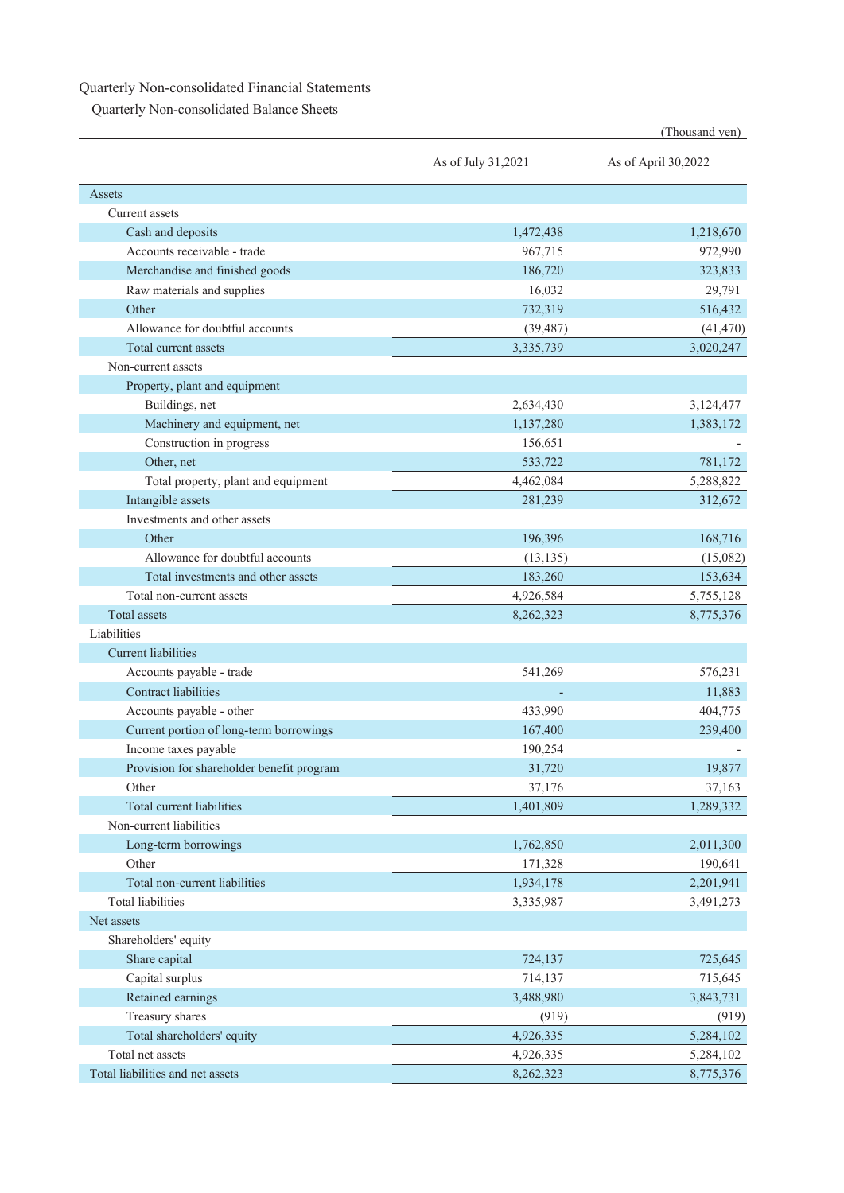# Quarterly Non-consolidated Financial Statements

## Quarterly Non-consolidated Balance Sheets

(Thousand yen)

| | As of July 31,2021 | As of April 30,2022 |
|---|---|---|
| Assets | | |
| Current assets | | |
| Cash and deposits | 1,472,438 | 1,218,670 |
| Accounts receivable - trade | 967,715 | 972,990 |
| Merchandise and finished goods | 186,720 | 323,833 |
| Raw materials and supplies | 16,032 | 29,791 |
| Other | 732,319 | 516,432 |
| Allowance for doubtful accounts | (39,487) | (41,470) |
| Total current assets | 3,335,739 | 3,020,247 |
| Non-current assets | | |
| Property, plant and equipment | | |
| Buildings, net | 2,634,430 | 3,124,477 |
| Machinery and equipment, net | 1,137,280 | 1,383,172 |
| Construction in progress | 156,651 | - |
| Other, net | 533,722 | 781,172 |
| Total property, plant and equipment | 4,462,084 | 5,288,822 |
| Intangible assets | 281,239 | 312,672 |
| Investments and other assets | | |
| Other | 196,396 | 168,716 |
| Allowance for doubtful accounts | (13,135) | (15,082) |
| Total investments and other assets | 183,260 | 153,634 |
| Total non-current assets | 4,926,584 | 5,755,128 |
| Total assets | 8,262,323 | 8,775,376 |
| Liabilities | | |
| Current liabilities | | |
| Accounts payable - trade | 541,269 | 576,231 |
| Contract liabilities | - | 11,883 |
| Accounts payable - other | 433,990 | 404,775 |
| Current portion of long-term borrowings | 167,400 | 239,400 |
| Income taxes payable | 190,254 | - |
| Provision for shareholder benefit program | 31,720 | 19,877 |
| Other | 37,176 | 37,163 |
| Total current liabilities | 1,401,809 | 1,289,332 |
| Non-current liabilities | | |
| Long-term borrowings | 1,762,850 | 2,011,300 |
| Other | 171,328 | 190,641 |
| Total non-current liabilities | 1,934,178 | 2,201,941 |
| Total liabilities | 3,335,987 | 3,491,273 |
| Net assets | | |
| Shareholders' equity | | |
| Share capital | 724,137 | 725,645 |
| Capital surplus | 714,137 | 715,645 |
| Retained earnings | 3,488,980 | 3,843,731 |
| Treasury shares | (919) | (919) |
| Total shareholders' equity | 4,926,335 | 5,284,102 |
| Total net assets | 4,926,335 | 5,284,102 |
| Total liabilities and net assets | 8,262,323 | 8,775,376 |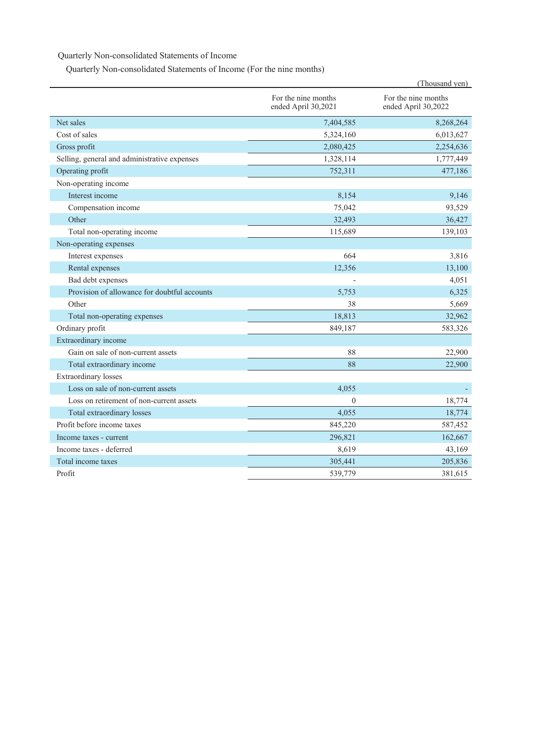Quarterly Non-consolidated Statements of Income

Quarterly Non-consolidated Statements of Income (For the nine months)

(Thousand yen)

| | For the nine months ended April 30,2021 | For the nine months ended April 30,2022 |
|---|---|---|
| Net sales | 7,404,585 | 8,268,264 |
| Cost of sales | 5,324,160 | 6,013,627 |
| Gross profit | 2,080,425 | 2,254,636 |
| Selling, general and administrative expenses | 1,328,114 | 1,777,449 |
| Operating profit | 752,311 | 477,186 |
| Non-operating income | | |
| Interest income | 8,154 | 9,146 |
| Compensation income | 75,042 | 93,529 |
| Other | 32,493 | 36,427 |
| Total non-operating income | 115,689 | 139,103 |
| Non-operating expenses | | |
| Interest expenses | 664 | 3,816 |
| Rental expenses | 12,356 | 13,100 |
| Bad debt expenses | - | 4,051 |
| Provision of allowance for doubtful accounts | 5,753 | 6,325 |
| Other | 38 | 5,669 |
| Total non-operating expenses | 18,813 | 32,962 |
| Ordinary profit | 849,187 | 583,326 |
| Extraordinary income | | |
| Gain on sale of non-current assets | 88 | 22,900 |
| Total extraordinary income | 88 | 22,900 |
| Extraordinary losses | | |
| Loss on sale of non-current assets | 4,055 | - |
| Loss on retirement of non-current assets | 0 | 18,774 |
| Total extraordinary losses | 4,055 | 18,774 |
| Profit before income taxes | 845,220 | 587,452 |
| Income taxes - current | 296,821 | 162,667 |
| Income taxes - deferred | 8,619 | 43,169 |
| Total income taxes | 305,441 | 205,836 |
| Profit | 539,779 | 381,615 |